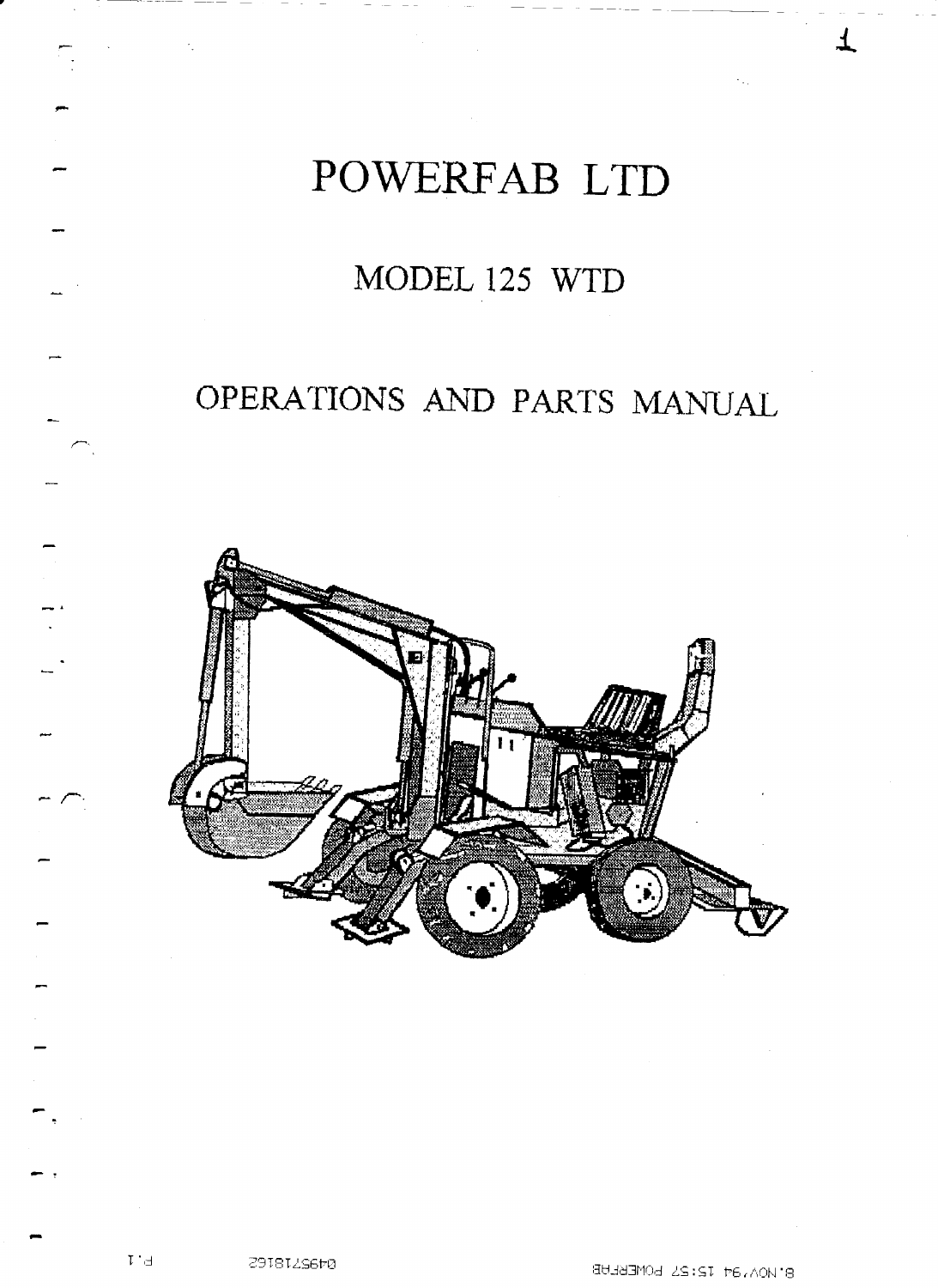# POWERFAB LTD

## MODEL 125 WTD

## OPERATIONS AND PARTS MANUAL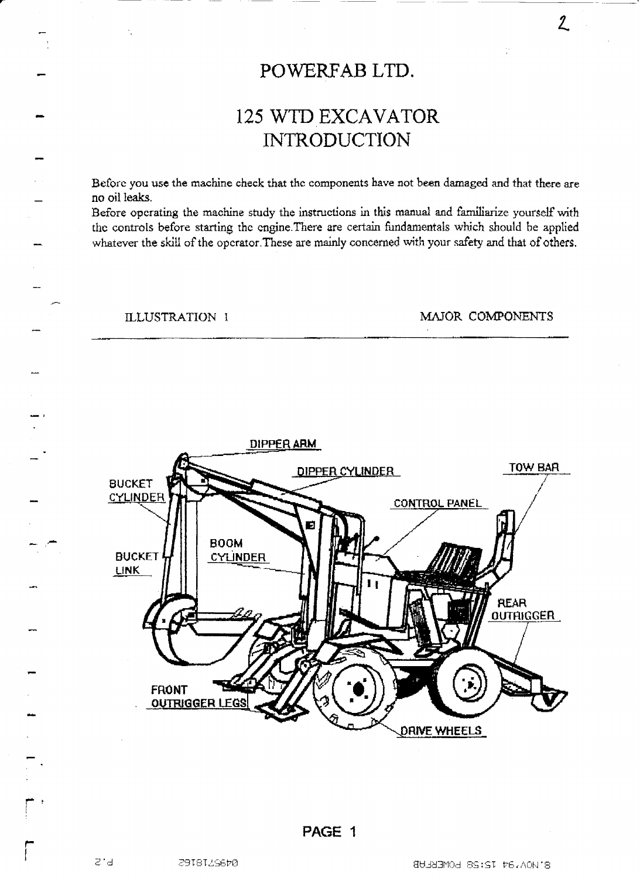# POWERFAB LTD.

## 125 WTD EXCAVATOR INTRODUCTION

Before you use the machine check that the components have not been damaged and that there are no oil leaks.

Before operating the machine study the instructions in this manual and familiarize yourself with the controls before starting the engine. There are certain fundamentals which should be applied whatever the skill of the operator. These are mainly concerned with your safety and that of others.

ILLUSTRATION 1 — MAJOR COMPONENTS

DIPPER ARM

DIPPER CYLINDER

TOW BAR

BUCKET CYLINDER

CONTROL PANEL

BOOM CYLINDER

BUCKET LINK

REAR OUTRIGGER

FRONT OUTRIGGER LEGS

DRIVE WHEELS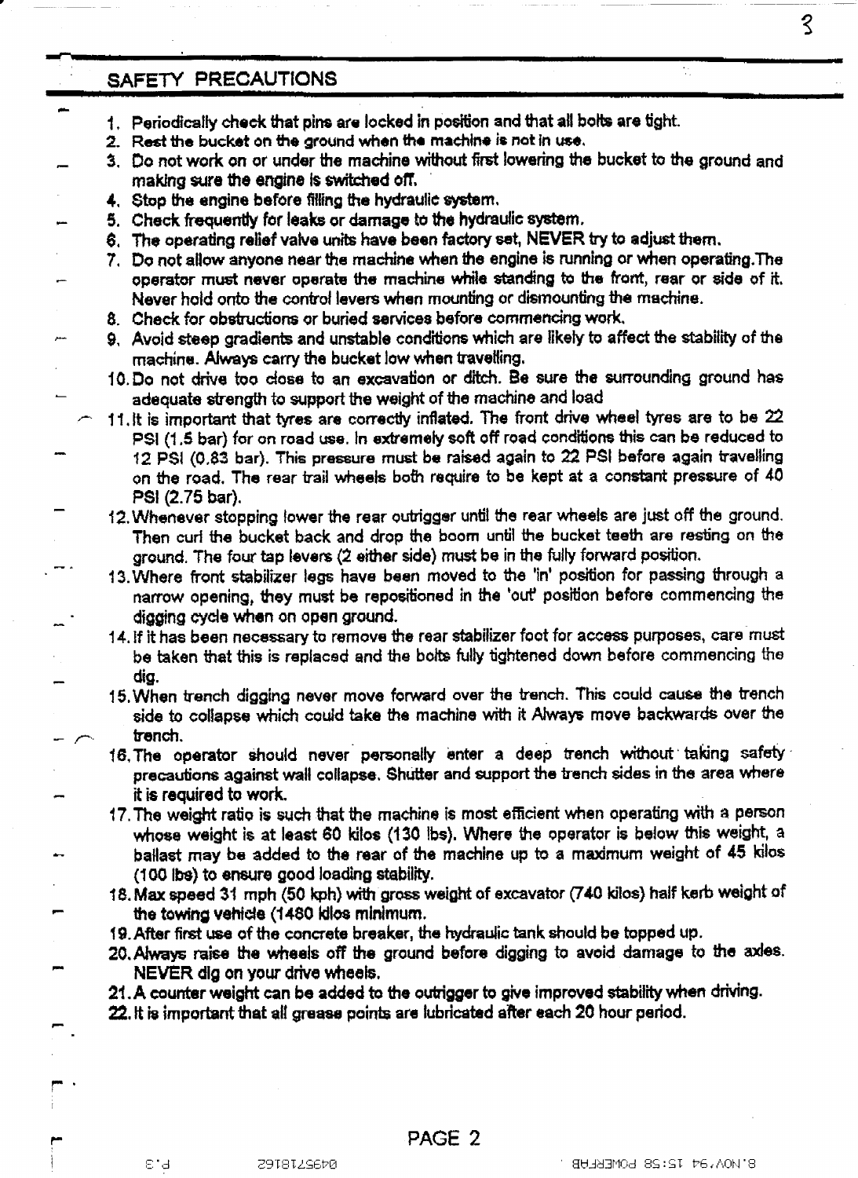## SAFETY PRECAUTIONS

1. Periodically check that pins are locked in position and that all bolts are tight.
2. Rest the bucket on the ground when the machine is not in use.
3. Do not work on or under the machine without first lowering the bucket to the ground and making sure the engine is switched off.
4. Stop the engine before filling the hydraulic system.
5. Check frequently for leaks or damage to the hydraulic system.
6. The operating relief valve units have been factory set, NEVER try to adjust them.
7. Do not allow anyone near the machine when the engine is running or when operating.The operator must never operate the machine while standing to the front, rear or side of it. Never hold onto the control levers when mounting or dismounting the machine.
8. Check for obstructions or buried services before commencing work.
9. Avoid steep gradients and unstable conditions which are likely to affect the stability of the machine. Always carry the bucket low when travelling.
10. Do not drive too close to an excavation or ditch. Be sure the surrounding ground has adequate strength to support the weight of the machine and load
11. It is important that tyres are correctly inflated. The front drive wheel tyres are to be 22 PSI (1.5 bar) for on road use. In extremely soft off road conditions this can be reduced to 12 PSI (0.83 bar). This pressure must be raised again to 22 PSI before again travelling on the road. The rear trail wheels both require to be kept at a constant pressure of 40 PSI (2.75 bar).
12. Whenever stopping lower the rear outrigger until the rear wheels are just off the ground. Then curl the bucket back and drop the boom until the bucket teeth are resting on the ground. The four tap levers (2 either side) must be in the fully forward position.
13. Where front stabilizer legs have been moved to the 'in' position for passing through a narrow opening, they must be repositioned in the 'out' position before commencing the digging cycle when on open ground.
14. If it has been necessary to remove the rear stabilizer foot for access purposes, care must be taken that this is replaced and the bolts fully tightened down before commencing the dig.
15. When trench digging never move forward over the trench. This could cause the trench side to collapse which could take the machine with it Always move backwards over the trench.
16. The operator should never personally enter a deep trench without taking safety precautions against wall collapse. Shutter and support the trench sides in the area where it is required to work.
17. The weight ratio is such that the machine is most efficient when operating with a person whose weight is at least 60 kilos (130 lbs). Where the operator is below this weight, a ballast may be added to the rear of the machine up to a maximum weight of 45 kilos (100 lbs) to ensure good loading stability.
18. Max speed 31 mph (50 kph) with gross weight of excavator (740 kilos) half kerb weight of the towing vehicle (1480 kilos minimum.
19. After first use of the concrete breaker, the hydraulic tank should be topped up.
20. Always raise the wheels off the ground before digging to avoid damage to the axles. NEVER dig on your drive wheels.
21. A counter weight can be added to the outrigger to give improved stability when driving.
22. It is important that all grease points are lubricated after each 20 hour period.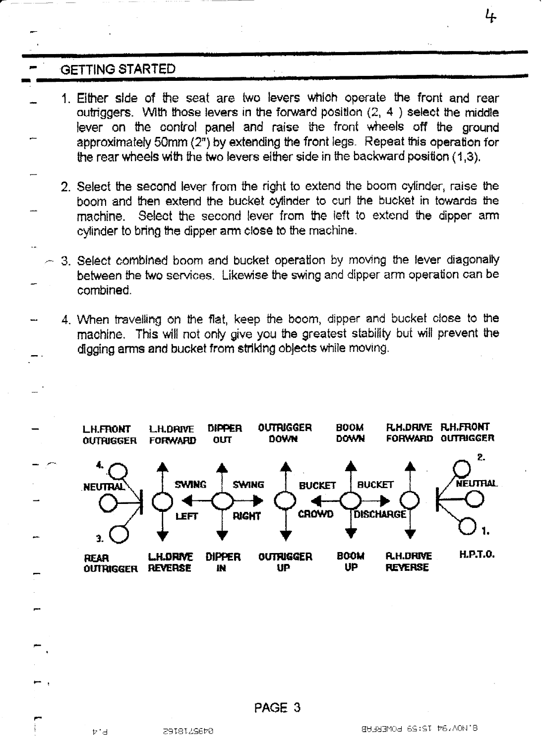## GETTING STARTED

1. Either side of the seat are two levers which operate the front and rear outriggers. With those levers in the forward position (2, 4 ) select the middle lever on the control panel and raise the front wheels off the ground approximately 50mm (2") by extending the front legs. Repeat this operation for the rear wheels with the two levers either side in the backward position (1,3).

2. Select the second lever from the right to extend the boom cylinder, raise the boom and then extend the bucket cylinder to curl the bucket in towards the machine. Select the second lever from the left to extend the dipper arm cylinder to bring the dipper arm close to the machine.

3. Select combined boom and bucket operation by moving the lever diagonally between the two services. Likewise the swing and dipper arm operation can be combined.

4. When travelling on the flat, keep the boom, dipper and bucket close to the machine. This will not only give you the greatest stability but will prevent the digging arms and bucket from striking objects while moving.

| L.H.FRONT OUTRIGGER | L.H.DRIVE FORWARD | DIPPER OUT | OUTRIGGER DOWN | BOOM DOWN | R.H.DRIVE FORWARD | R.H.FRONT OUTRIGGER |
|---|---|---|---|---|---|---|
| 4. / NEUTRAL / 3. | SWING LEFT | SWING RIGHT | BUCKET CROWD | BUCKET DISCHARGE | | 2. / NEUTRAL / 1. |
| REAR OUTRIGGER | L.H.DRIVE REVERSE | DIPPER IN | OUTRIGGER UP | BOOM UP | R.H.DRIVE REVERSE | H.P.T.O. |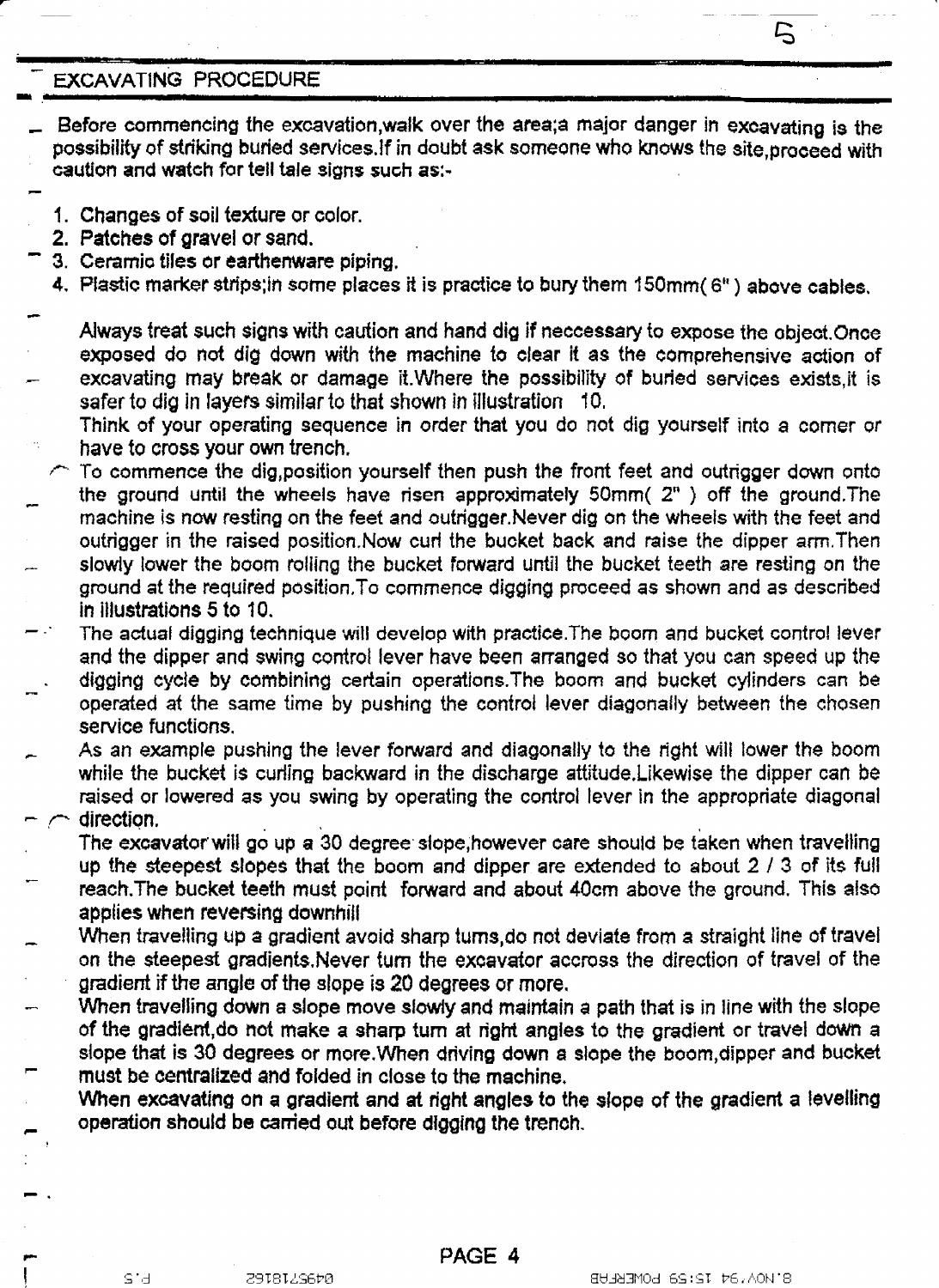## EXCAVATING PROCEDURE

Before commencing the excavation,walk over the area;a major danger in excavating is the possibility of striking buried services.If in doubt ask someone who knows the site,proceed with caution and watch for tell tale signs such as:-

1. Changes of soil texture or color.
2. Patches of gravel or sand.
3. Ceramic tiles or earthenware piping.
4. Plastic marker strips;in some places it is practice to bury them 150mm( 6" ) above cables.

Always treat such signs with caution and hand dig if neccessary to expose the object.Once exposed do not dig down with the machine to clear it as the comprehensive action of excavating may break or damage it.Where the possibility of buried services exists,it is safer to dig in layers similar to that shown in illustration 10.

Think of your operating sequence in order that you do not dig yourself into a corner or have to cross your own trench.

To commence the dig,position yourself then push the front feet and outrigger down onto the ground until the wheels have risen approximately 50mm( 2" ) off the ground.The machine is now resting on the feet and outrigger.Never dig on the wheels with the feet and outrigger in the raised position.Now curl the bucket back and raise the dipper arm.Then slowly lower the boom rolling the bucket forward until the bucket teeth are resting on the ground at the required position.To commence digging proceed as shown and as described in illustrations 5 to 10.

The actual digging technique will develop with practice.The boom and bucket control lever and the dipper and swing control lever have been arranged so that you can speed up the digging cycle by combining certain operations.The boom and bucket cylinders can be operated at the same time by pushing the control lever diagonally between the chosen service functions.

As an example pushing the lever forward and diagonally to the right will lower the boom while the bucket is curling backward in the discharge attitude.Likewise the dipper can be raised or lowered as you swing by operating the control lever in the appropriate diagonal direction.

The excavator will go up a 30 degree slope,however care should be taken when travelling up the steepest slopes that the boom and dipper are extended to about 2 / 3 of its full reach.The bucket teeth must point forward and about 40cm above the ground. This also applies when reversing downhill

When travelling up a gradient avoid sharp turns,do not deviate from a straight line of travel on the steepest gradients.Never turn the excavator accross the direction of travel of the gradient if the angle of the slope is 20 degrees or more.

When travelling down a slope move slowly and maintain a path that is in line with the slope of the gradient,do not make a sharp turn at right angles to the gradient or travel down a slope that is 30 degrees or more.When driving down a slope the boom,dipper and bucket must be centralized and folded in close to the machine.

When excavating on a gradient and at right angles to the slope of the gradient a levelling operation should be carried out before digging the trench.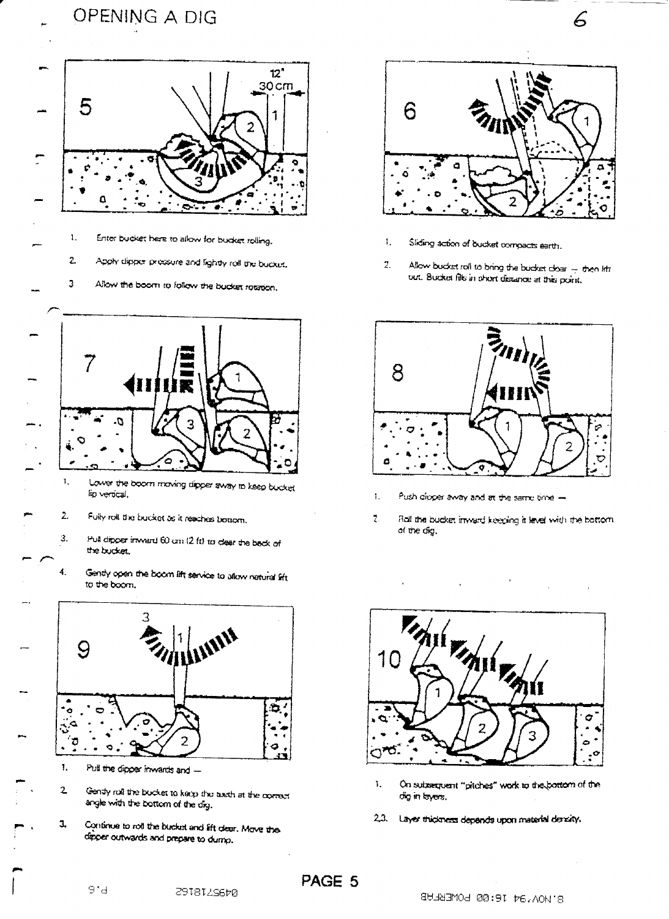# OPENING A DIG

**5**

1. Enter bucket here to allow for bucket rolling.
2. Apply dipper pressure and lightly roll the bucket.
3. Allow the boom to follow the bucket rotation.

**6**

1. Sliding action of bucket compacts earth.
2. Allow bucket roll to bring the bucket clear – then lift out. Bucket fills in short distance at this point.

**7**

1. Lower the boom moving dipper away to keep bucket lip vertical.
2. Fully roll the bucket as it reaches bottom.
3. Pull dipper inward 60 cm (2 ft) to clear the back of the bucket.
4. Gently open the boom lift service to allow natural lift to the boom.

**8**

1. Push dipper away and at the same time –
2. Roll the bucket inward keeping it level with the bottom of the dig.

**9**

1. Pull the dipper inwards and –
2. Gently roll the bucket to keep the teeth at the correct angle with the bottom of the dig.
3. Continue to roll the bucket and lift clear. Move the dipper outwards and prepare to dump.

**10**

1. On subsequent "pitches" work to the bottom of the dig in layers.

2,3. Layer thickness depends upon material density.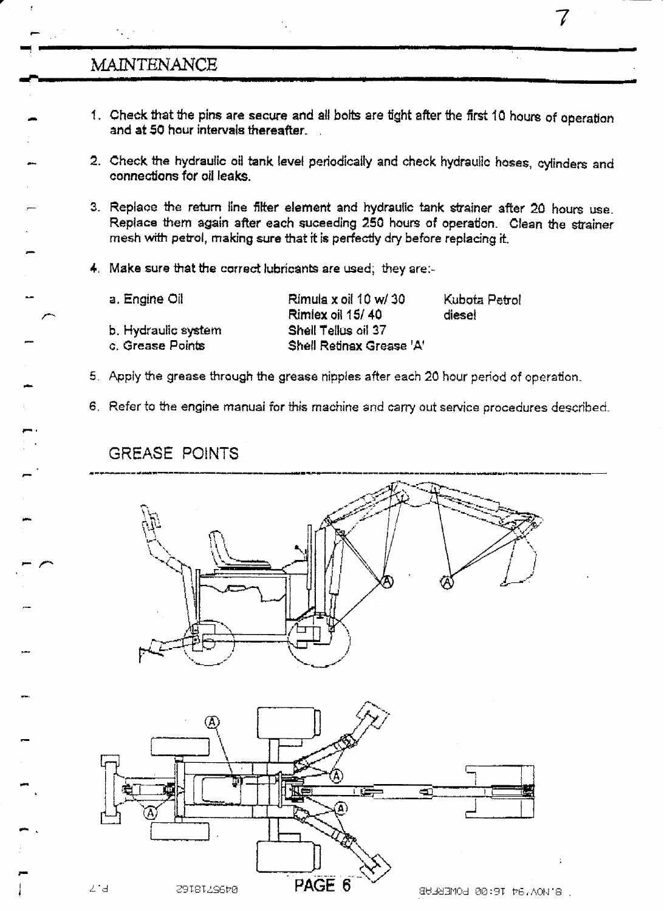# MAINTENANCE

1. Check that the pins are secure and all bolts are tight after the first 10 hours of operation and at 50 hour intervals thereafter.

2. Check the hydraulic oil tank level periodically and check hydraulic hoses, cylinders and connections for oil leaks.

3. Replace the return line filter element and hydraulic tank strainer after 20 hours use. Replace them again after each suceeding 250 hours of operation. Clean the strainer mesh with petrol, making sure that it is perfectly dry before replacing it.

4. Make sure that the correct lubricants are used; they are:-

| | | |
|---|---|---|
| a. Engine Oil | Rimula x oil 10 w/ 30 | Kubota Petrol |
| | Rimlex oil 15/ 40 | diesel |
| b. Hydraulic system | Shell Tellus oil 37 | |
| c. Grease Points | Shell Retinax Grease 'A' | |

5. Apply the grease through the grease nipples after each 20 hour period of operation.

6. Refer to the engine manual for this machine and carry out service procedures described.

## GREASE POINTS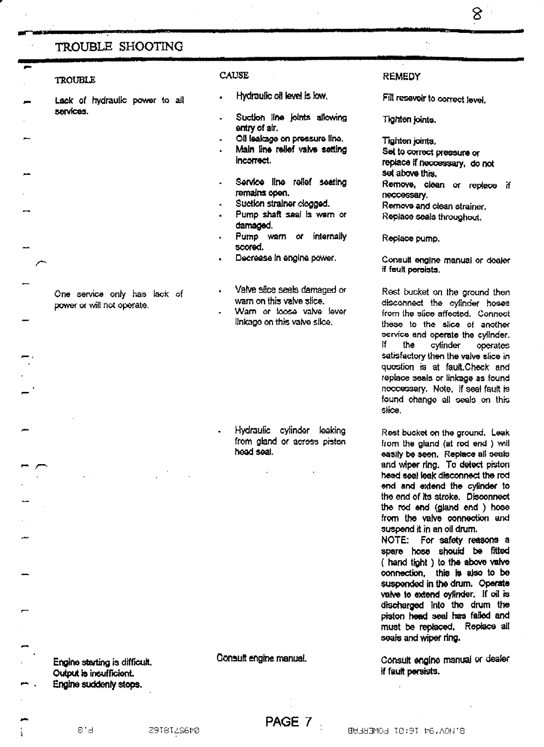## TROUBLE SHOOTING

| TROUBLE | CAUSE | REMEDY |
|---|---|---|
| Lack of hydraulic power to all services. | Hydraulic oil level is low. | Fill resevoir to correct level. |
| | Suction line joints allowing entry of air. | Tighten joints. |
| | Oil leakage on pressure line. | Tighten joints. |
| | Main line relief valve setting incorrect. | Set to correct pressure or replace if neccessary, do not set above this. |
| | Service line relief seating remains open. | Remove, clean or replace if neccessary. |
| | Suction strainer clogged. | Remove and clean strainer. |
| | Pump shaft seal is warn or damaged. | Replace seals throughout. |
| | Pump warn or internally scored. | Replace pump. |
| | Decrease in engine power. | Consult engine manual or dealer if fault persists. |
| One service only has lack of power or will not operate. | Valve slice seals damaged or warn on this valve slice. Warn or loose valve lever linkage on this valve slice. | Rest bucket on the ground then disconnect the cylinder hoses from the slice affected. Connect these to the slice of another service and operate the cylinder. If the cylinder operates satisfactory then the valve slice in question is at fault.Check and replace seals or linkage as found neccessary. Note, if seal fault is found change all seals on this slice. |
| | Hydraulic cylinder leaking from gland or across piston head seal. | Rest bucket on the ground. Leak from the gland (at rod end ) will easily be seen. Replace all seals and wiper ring. To detect piston head seal leak disconnect the rod end and extend the cylinder to the end of its stroke. Disconnect the rod end (gland end ) hose from the valve connection and suspend it in an oil drum. NOTE: For safety reasons a spare hose should be fitted ( hand tight ) to the above valve connection, this is also to be suspended in the drum. Operate valve to extend cylinder. If oil is discharged into the drum the piston head seal has failed and must be replaced. Replace all seals and wiper ring. |
| Engine starting is difficult. Output is insufficient. Engine suddenly stops. | Consult engine manual. | Consult engine manual or dealer if fault persists. |